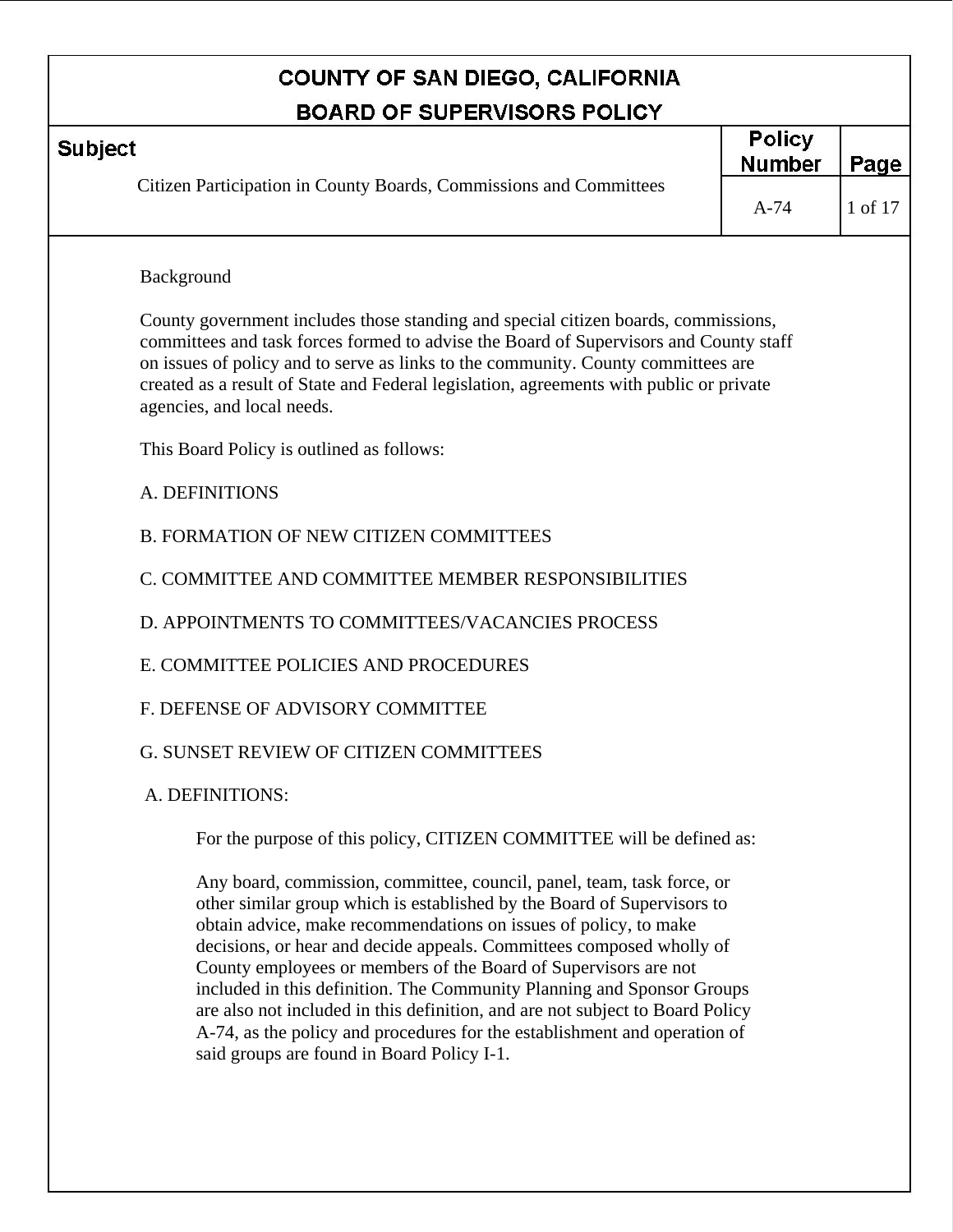# COUNTY OF SAN DIEGO, CALIFORNIA
## BOARD OF SUPERVISORS POLICY

| Subject | Policy Number | Page |
|---|---|---|
| Citizen Participation in County Boards, Commissions and Committees | A-74 | 1 of 17 |

Background

County government includes those standing and special citizen boards, commissions, committees and task forces formed to advise the Board of Supervisors and County staff on issues of policy and to serve as links to the community. County committees are created as a result of State and Federal legislation, agreements with public or private agencies, and local needs.

This Board Policy is outlined as follows:

A. DEFINITIONS

B. FORMATION OF NEW CITIZEN COMMITTEES

C. COMMITTEE AND COMMITTEE MEMBER RESPONSIBILITIES

D. APPOINTMENTS TO COMMITTEES/VACANCIES PROCESS

E. COMMITTEE POLICIES AND PROCEDURES

F. DEFENSE OF ADVISORY COMMITTEE

G. SUNSET REVIEW OF CITIZEN COMMITTEES

A. DEFINITIONS:

For the purpose of this policy, CITIZEN COMMITTEE will be defined as:

Any board, commission, committee, council, panel, team, task force, or other similar group which is established by the Board of Supervisors to obtain advice, make recommendations on issues of policy, to make decisions, or hear and decide appeals. Committees composed wholly of County employees or members of the Board of Supervisors are not included in this definition. The Community Planning and Sponsor Groups are also not included in this definition, and are not subject to Board Policy A-74, as the policy and procedures for the establishment and operation of said groups are found in Board Policy I-1.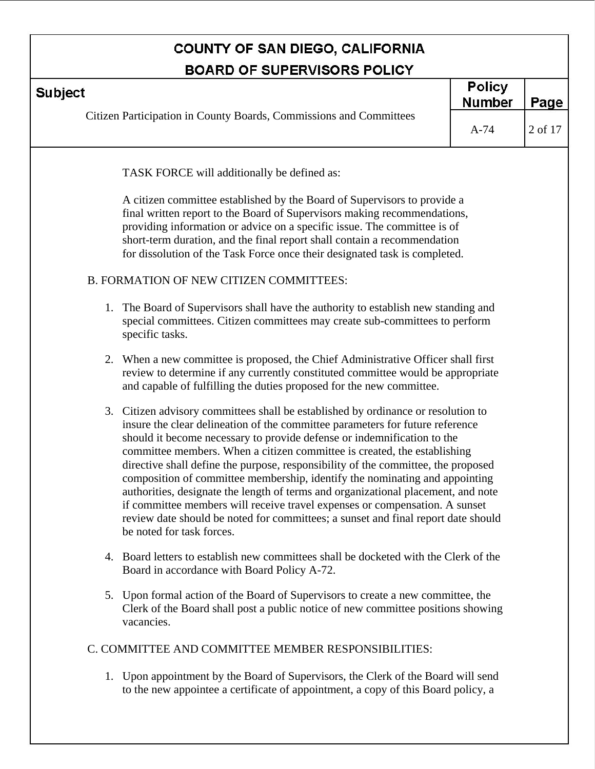TASK FORCE will additionally be defined as:

A citizen committee established by the Board of Supervisors to provide a final written report to the Board of Supervisors making recommendations, providing information or advice on a specific issue. The committee is of short-term duration, and the final report shall contain a recommendation for dissolution of the Task Force once their designated task is completed.

B. FORMATION OF NEW CITIZEN COMMITTEES:

1. The Board of Supervisors shall have the authority to establish new standing and special committees. Citizen committees may create sub-committees to perform specific tasks.

2. When a new committee is proposed, the Chief Administrative Officer shall first review to determine if any currently constituted committee would be appropriate and capable of fulfilling the duties proposed for the new committee.

3. Citizen advisory committees shall be established by ordinance or resolution to insure the clear delineation of the committee parameters for future reference should it become necessary to provide defense or indemnification to the committee members. When a citizen committee is created, the establishing directive shall define the purpose, responsibility of the committee, the proposed composition of committee membership, identify the nominating and appointing authorities, designate the length of terms and organizational placement, and note if committee members will receive travel expenses or compensation. A sunset review date should be noted for committees; a sunset and final report date should be noted for task forces.

4. Board letters to establish new committees shall be docketed with the Clerk of the Board in accordance with Board Policy A-72.

5. Upon formal action of the Board of Supervisors to create a new committee, the Clerk of the Board shall post a public notice of new committee positions showing vacancies.

C. COMMITTEE AND COMMITTEE MEMBER RESPONSIBILITIES:

1. Upon appointment by the Board of Supervisors, the Clerk of the Board will send to the new appointee a certificate of appointment, a copy of this Board policy, a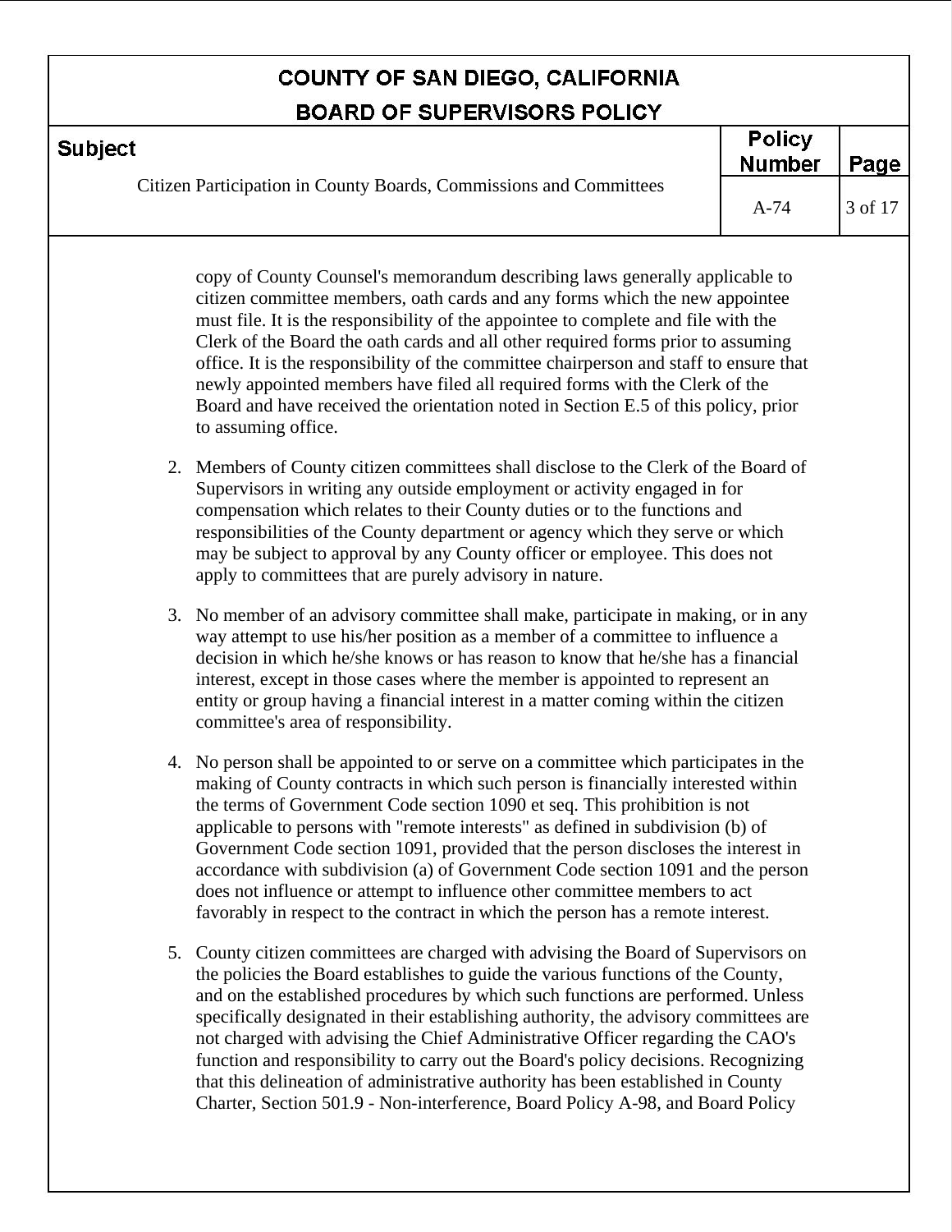copy of County Counsel's memorandum describing laws generally applicable to citizen committee members, oath cards and any forms which the new appointee must file. It is the responsibility of the appointee to complete and file with the Clerk of the Board the oath cards and all other required forms prior to assuming office. It is the responsibility of the committee chairperson and staff to ensure that newly appointed members have filed all required forms with the Clerk of the Board and have received the orientation noted in Section E.5 of this policy, prior to assuming office.

2. Members of County citizen committees shall disclose to the Clerk of the Board of Supervisors in writing any outside employment or activity engaged in for compensation which relates to their County duties or to the functions and responsibilities of the County department or agency which they serve or which may be subject to approval by any County officer or employee. This does not apply to committees that are purely advisory in nature.

3. No member of an advisory committee shall make, participate in making, or in any way attempt to use his/her position as a member of a committee to influence a decision in which he/she knows or has reason to know that he/she has a financial interest, except in those cases where the member is appointed to represent an entity or group having a financial interest in a matter coming within the citizen committee's area of responsibility.

4. No person shall be appointed to or serve on a committee which participates in the making of County contracts in which such person is financially interested within the terms of Government Code section 1090 et seq. This prohibition is not applicable to persons with "remote interests" as defined in subdivision (b) of Government Code section 1091, provided that the person discloses the interest in accordance with subdivision (a) of Government Code section 1091 and the person does not influence or attempt to influence other committee members to act favorably in respect to the contract in which the person has a remote interest.

5. County citizen committees are charged with advising the Board of Supervisors on the policies the Board establishes to guide the various functions of the County, and on the established procedures by which such functions are performed. Unless specifically designated in their establishing authority, the advisory committees are not charged with advising the Chief Administrative Officer regarding the CAO's function and responsibility to carry out the Board's policy decisions. Recognizing that this delineation of administrative authority has been established in County Charter, Section 501.9 - Non-interference, Board Policy A-98, and Board Policy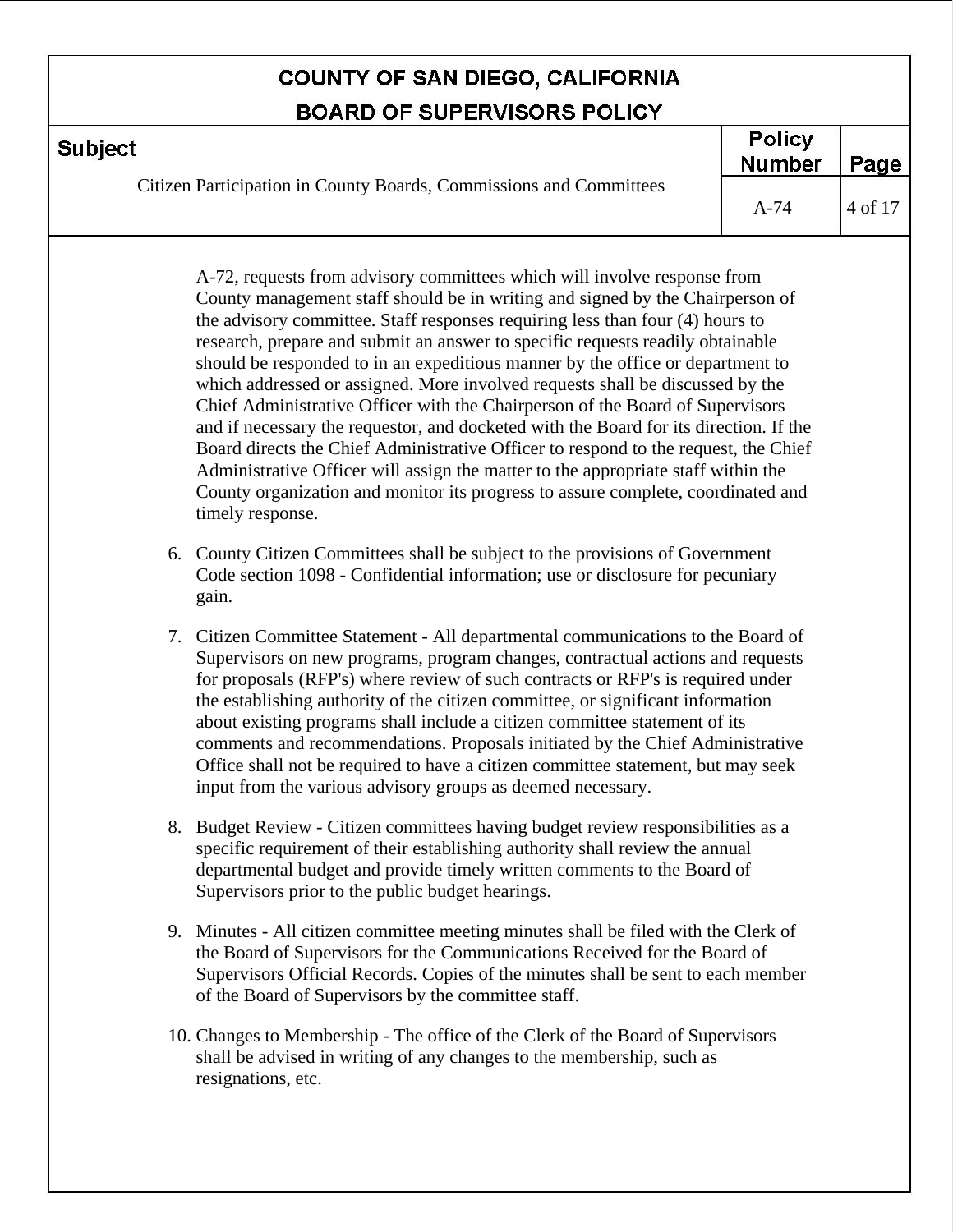A-72, requests from advisory committees which will involve response from County management staff should be in writing and signed by the Chairperson of the advisory committee. Staff responses requiring less than four (4) hours to research, prepare and submit an answer to specific requests readily obtainable should be responded to in an expeditious manner by the office or department to which addressed or assigned. More involved requests shall be discussed by the Chief Administrative Officer with the Chairperson of the Board of Supervisors and if necessary the requestor, and docketed with the Board for its direction. If the Board directs the Chief Administrative Officer to respond to the request, the Chief Administrative Officer will assign the matter to the appropriate staff within the County organization and monitor its progress to assure complete, coordinated and timely response.

6. County Citizen Committees shall be subject to the provisions of Government Code section 1098 - Confidential information; use or disclosure for pecuniary gain.

7. Citizen Committee Statement - All departmental communications to the Board of Supervisors on new programs, program changes, contractual actions and requests for proposals (RFP's) where review of such contracts or RFP's is required under the establishing authority of the citizen committee, or significant information about existing programs shall include a citizen committee statement of its comments and recommendations. Proposals initiated by the Chief Administrative Office shall not be required to have a citizen committee statement, but may seek input from the various advisory groups as deemed necessary.

8. Budget Review - Citizen committees having budget review responsibilities as a specific requirement of their establishing authority shall review the annual departmental budget and provide timely written comments to the Board of Supervisors prior to the public budget hearings.

9. Minutes - All citizen committee meeting minutes shall be filed with the Clerk of the Board of Supervisors for the Communications Received for the Board of Supervisors Official Records. Copies of the minutes shall be sent to each member of the Board of Supervisors by the committee staff.

10. Changes to Membership - The office of the Clerk of the Board of Supervisors shall be advised in writing of any changes to the membership, such as resignations, etc.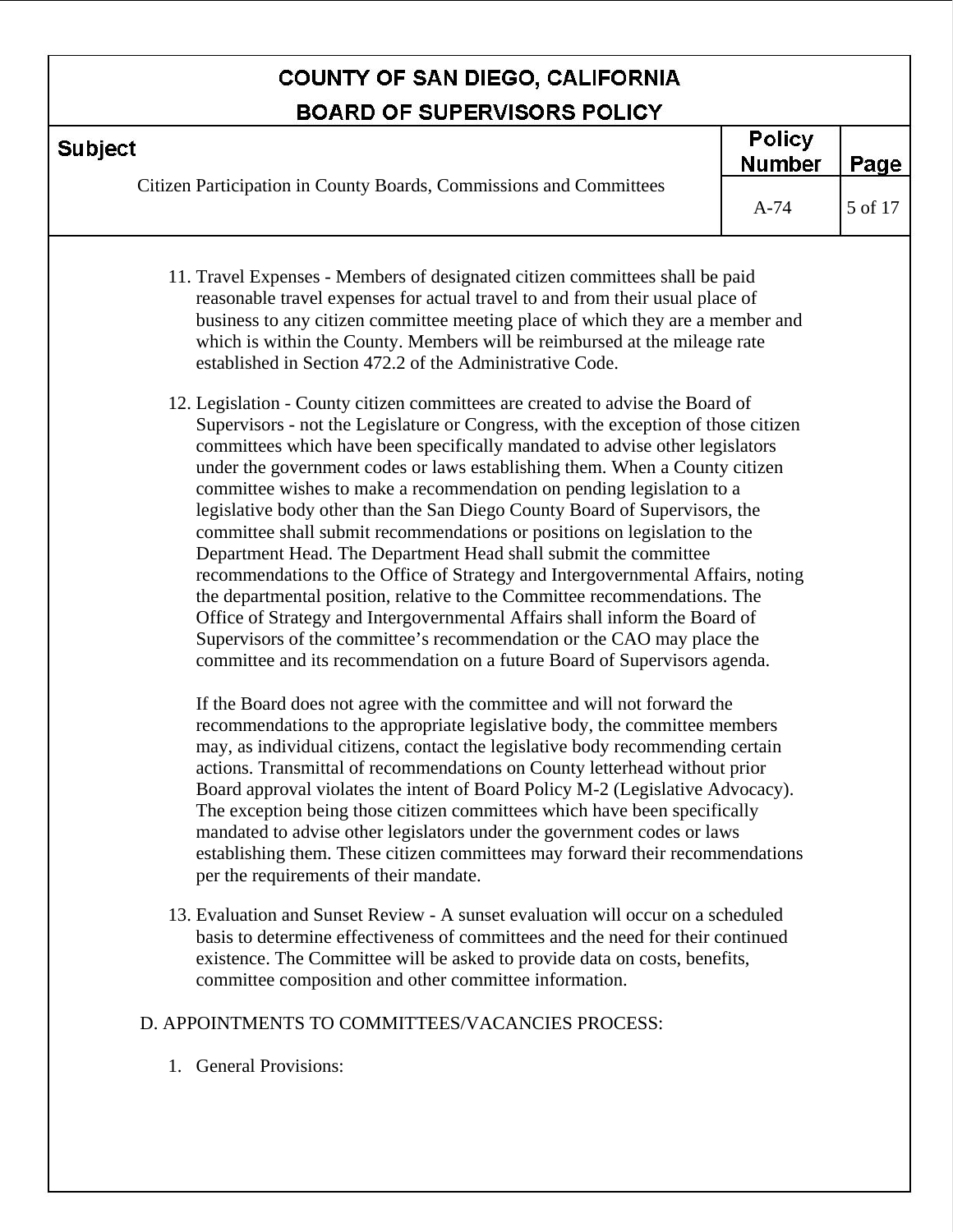11. Travel Expenses - Members of designated citizen committees shall be paid reasonable travel expenses for actual travel to and from their usual place of business to any citizen committee meeting place of which they are a member and which is within the County. Members will be reimbursed at the mileage rate established in Section 472.2 of the Administrative Code.

12. Legislation - County citizen committees are created to advise the Board of Supervisors - not the Legislature or Congress, with the exception of those citizen committees which have been specifically mandated to advise other legislators under the government codes or laws establishing them. When a County citizen committee wishes to make a recommendation on pending legislation to a legislative body other than the San Diego County Board of Supervisors, the committee shall submit recommendations or positions on legislation to the Department Head. The Department Head shall submit the committee recommendations to the Office of Strategy and Intergovernmental Affairs, noting the departmental position, relative to the Committee recommendations. The Office of Strategy and Intergovernmental Affairs shall inform the Board of Supervisors of the committee's recommendation or the CAO may place the committee and its recommendation on a future Board of Supervisors agenda.

    If the Board does not agree with the committee and will not forward the recommendations to the appropriate legislative body, the committee members may, as individual citizens, contact the legislative body recommending certain actions. Transmittal of recommendations on County letterhead without prior Board approval violates the intent of Board Policy M-2 (Legislative Advocacy). The exception being those citizen committees which have been specifically mandated to advise other legislators under the government codes or laws establishing them. These citizen committees may forward their recommendations per the requirements of their mandate.

13. Evaluation and Sunset Review - A sunset evaluation will occur on a scheduled basis to determine effectiveness of committees and the need for their continued existence. The Committee will be asked to provide data on costs, benefits, committee composition and other committee information.

D. APPOINTMENTS TO COMMITTEES/VACANCIES PROCESS:

1. General Provisions: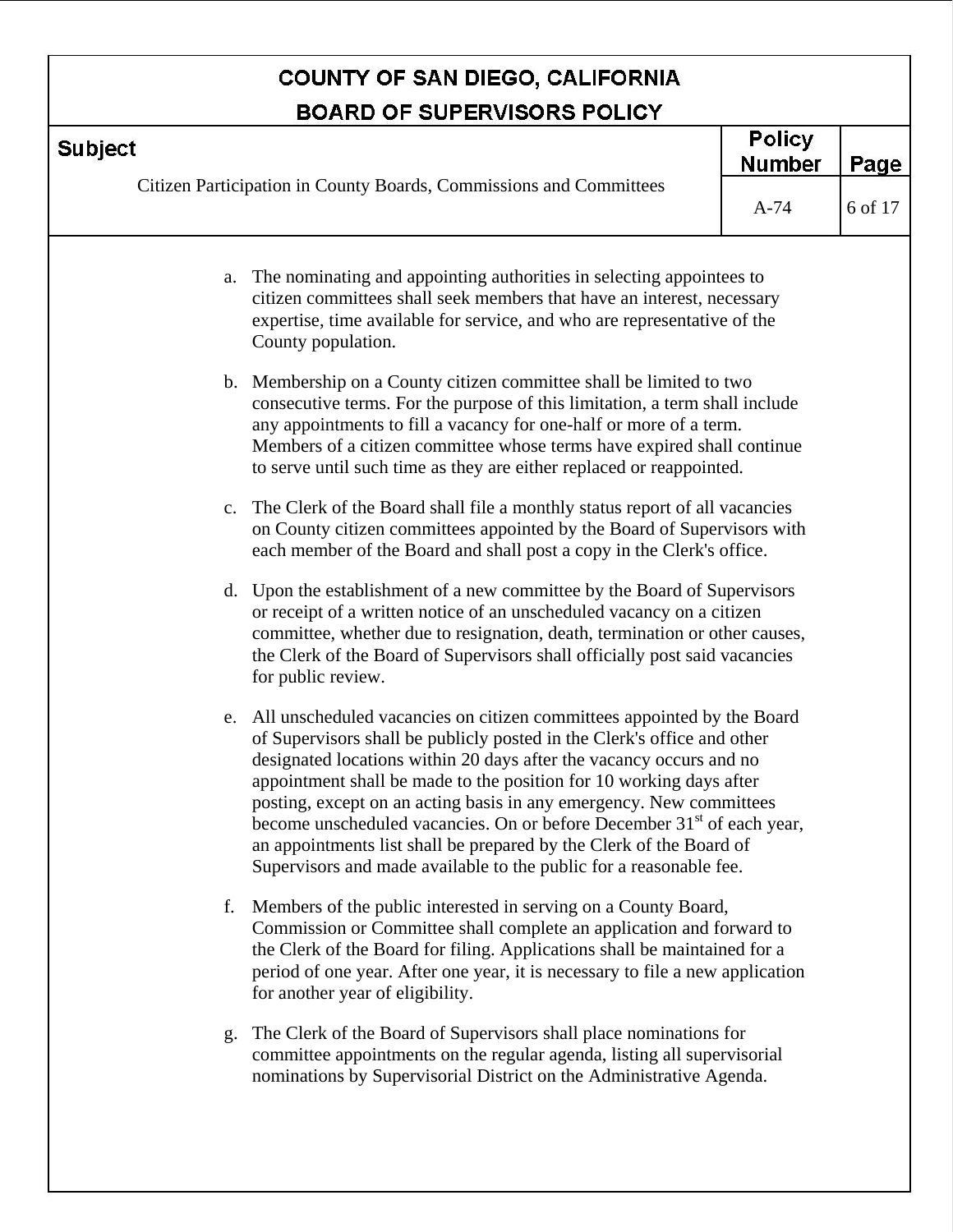a. The nominating and appointing authorities in selecting appointees to citizen committees shall seek members that have an interest, necessary expertise, time available for service, and who are representative of the County population.

b. Membership on a County citizen committee shall be limited to two consecutive terms. For the purpose of this limitation, a term shall include any appointments to fill a vacancy for one-half or more of a term. Members of a citizen committee whose terms have expired shall continue to serve until such time as they are either replaced or reappointed.

c. The Clerk of the Board shall file a monthly status report of all vacancies on County citizen committees appointed by the Board of Supervisors with each member of the Board and shall post a copy in the Clerk's office.

d. Upon the establishment of a new committee by the Board of Supervisors or receipt of a written notice of an unscheduled vacancy on a citizen committee, whether due to resignation, death, termination or other causes, the Clerk of the Board of Supervisors shall officially post said vacancies for public review.

e. All unscheduled vacancies on citizen committees appointed by the Board of Supervisors shall be publicly posted in the Clerk's office and other designated locations within 20 days after the vacancy occurs and no appointment shall be made to the position for 10 working days after posting, except on an acting basis in any emergency. New committees become unscheduled vacancies. On or before December 31st of each year, an appointments list shall be prepared by the Clerk of the Board of Supervisors and made available to the public for a reasonable fee.

f. Members of the public interested in serving on a County Board, Commission or Committee shall complete an application and forward to the Clerk of the Board for filing. Applications shall be maintained for a period of one year. After one year, it is necessary to file a new application for another year of eligibility.

g. The Clerk of the Board of Supervisors shall place nominations for committee appointments on the regular agenda, listing all supervisorial nominations by Supervisorial District on the Administrative Agenda.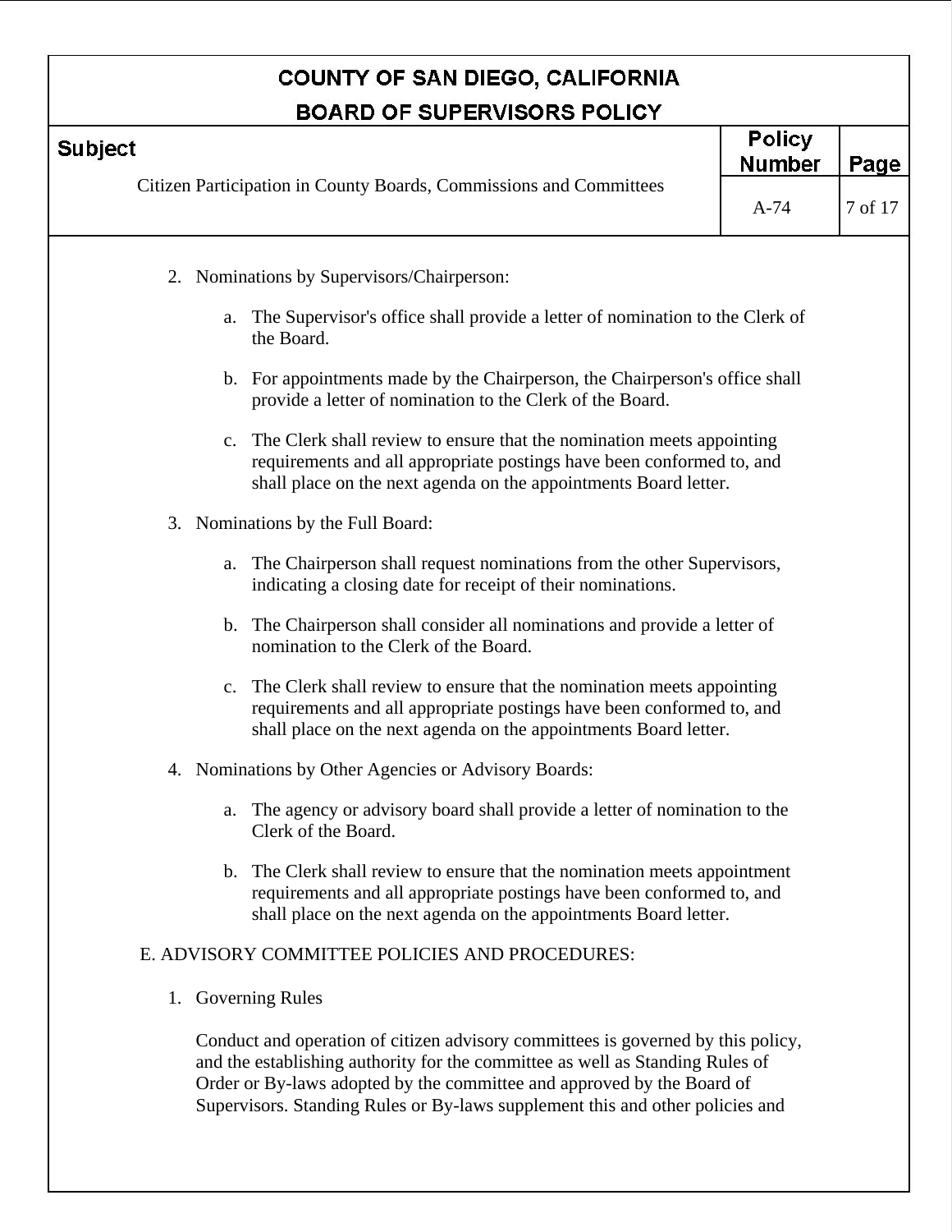2. Nominations by Supervisors/Chairperson:

    a. The Supervisor's office shall provide a letter of nomination to the Clerk of the Board.

    b. For appointments made by the Chairperson, the Chairperson's office shall provide a letter of nomination to the Clerk of the Board.

    c. The Clerk shall review to ensure that the nomination meets appointing requirements and all appropriate postings have been conformed to, and shall place on the next agenda on the appointments Board letter.

3. Nominations by the Full Board:

    a. The Chairperson shall request nominations from the other Supervisors, indicating a closing date for receipt of their nominations.

    b. The Chairperson shall consider all nominations and provide a letter of nomination to the Clerk of the Board.

    c. The Clerk shall review to ensure that the nomination meets appointing requirements and all appropriate postings have been conformed to, and shall place on the next agenda on the appointments Board letter.

4. Nominations by Other Agencies or Advisory Boards:

    a. The agency or advisory board shall provide a letter of nomination to the Clerk of the Board.

    b. The Clerk shall review to ensure that the nomination meets appointment requirements and all appropriate postings have been conformed to, and shall place on the next agenda on the appointments Board letter.

E. ADVISORY COMMITTEE POLICIES AND PROCEDURES:

1. Governing Rules

    Conduct and operation of citizen advisory committees is governed by this policy, and the establishing authority for the committee as well as Standing Rules of Order or By-laws adopted by the committee and approved by the Board of Supervisors. Standing Rules or By-laws supplement this and other policies and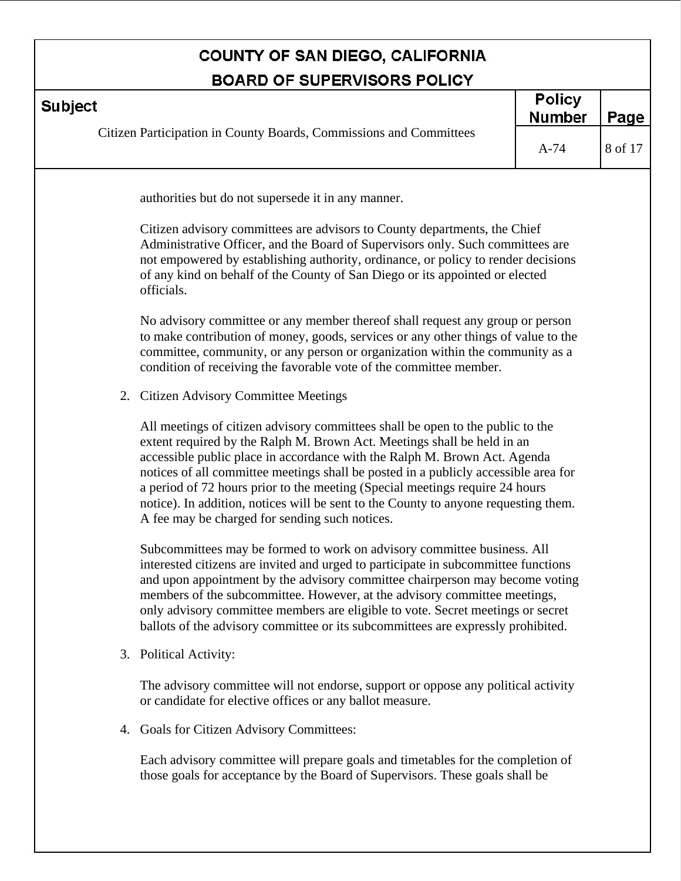authorities but do not supersede it in any manner.

Citizen advisory committees are advisors to County departments, the Chief Administrative Officer, and the Board of Supervisors only. Such committees are not empowered by establishing authority, ordinance, or policy to render decisions of any kind on behalf of the County of San Diego or its appointed or elected officials.

No advisory committee or any member thereof shall request any group or person to make contribution of money, goods, services or any other things of value to the committee, community, or any person or organization within the community as a condition of receiving the favorable vote of the committee member.

2. Citizen Advisory Committee Meetings

   All meetings of citizen advisory committees shall be open to the public to the extent required by the Ralph M. Brown Act. Meetings shall be held in an accessible public place in accordance with the Ralph M. Brown Act. Agenda notices of all committee meetings shall be posted in a publicly accessible area for a period of 72 hours prior to the meeting (Special meetings require 24 hours notice). In addition, notices will be sent to the County to anyone requesting them. A fee may be charged for sending such notices.

   Subcommittees may be formed to work on advisory committee business. All interested citizens are invited and urged to participate in subcommittee functions and upon appointment by the advisory committee chairperson may become voting members of the subcommittee. However, at the advisory committee meetings, only advisory committee members are eligible to vote. Secret meetings or secret ballots of the advisory committee or its subcommittees are expressly prohibited.

3. Political Activity:

   The advisory committee will not endorse, support or oppose any political activity or candidate for elective offices or any ballot measure.

4. Goals for Citizen Advisory Committees:

   Each advisory committee will prepare goals and timetables for the completion of those goals for acceptance by the Board of Supervisors. These goals shall be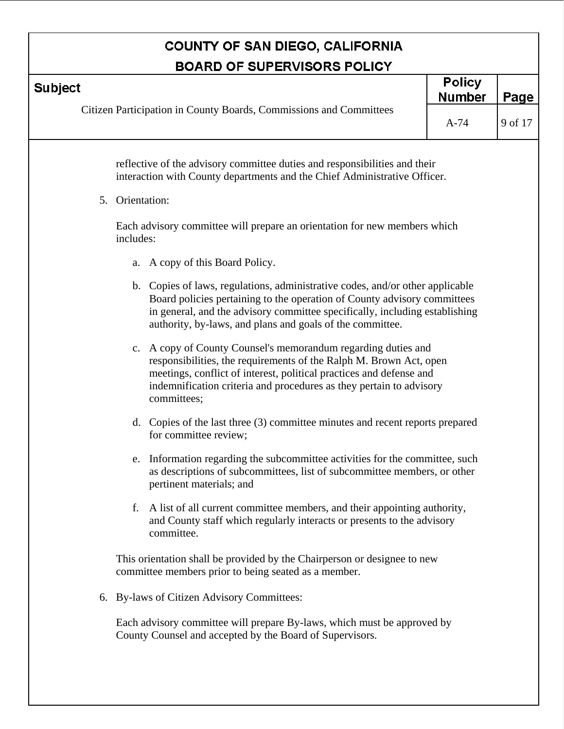reflective of the advisory committee duties and responsibilities and their interaction with County departments and the Chief Administrative Officer.

5. Orientation:

   Each advisory committee will prepare an orientation for new members which includes:

   a. A copy of this Board Policy.

   b. Copies of laws, regulations, administrative codes, and/or other applicable Board policies pertaining to the operation of County advisory committees in general, and the advisory committee specifically, including establishing authority, by-laws, and plans and goals of the committee.

   c. A copy of County Counsel's memorandum regarding duties and responsibilities, the requirements of the Ralph M. Brown Act, open meetings, conflict of interest, political practices and defense and indemnification criteria and procedures as they pertain to advisory committees;

   d. Copies of the last three (3) committee minutes and recent reports prepared for committee review;

   e. Information regarding the subcommittee activities for the committee, such as descriptions of subcommittees, list of subcommittee members, or other pertinent materials; and

   f. A list of all current committee members, and their appointing authority, and County staff which regularly interacts or presents to the advisory committee.

   This orientation shall be provided by the Chairperson or designee to new committee members prior to being seated as a member.

6. By-laws of Citizen Advisory Committees:

   Each advisory committee will prepare By-laws, which must be approved by County Counsel and accepted by the Board of Supervisors.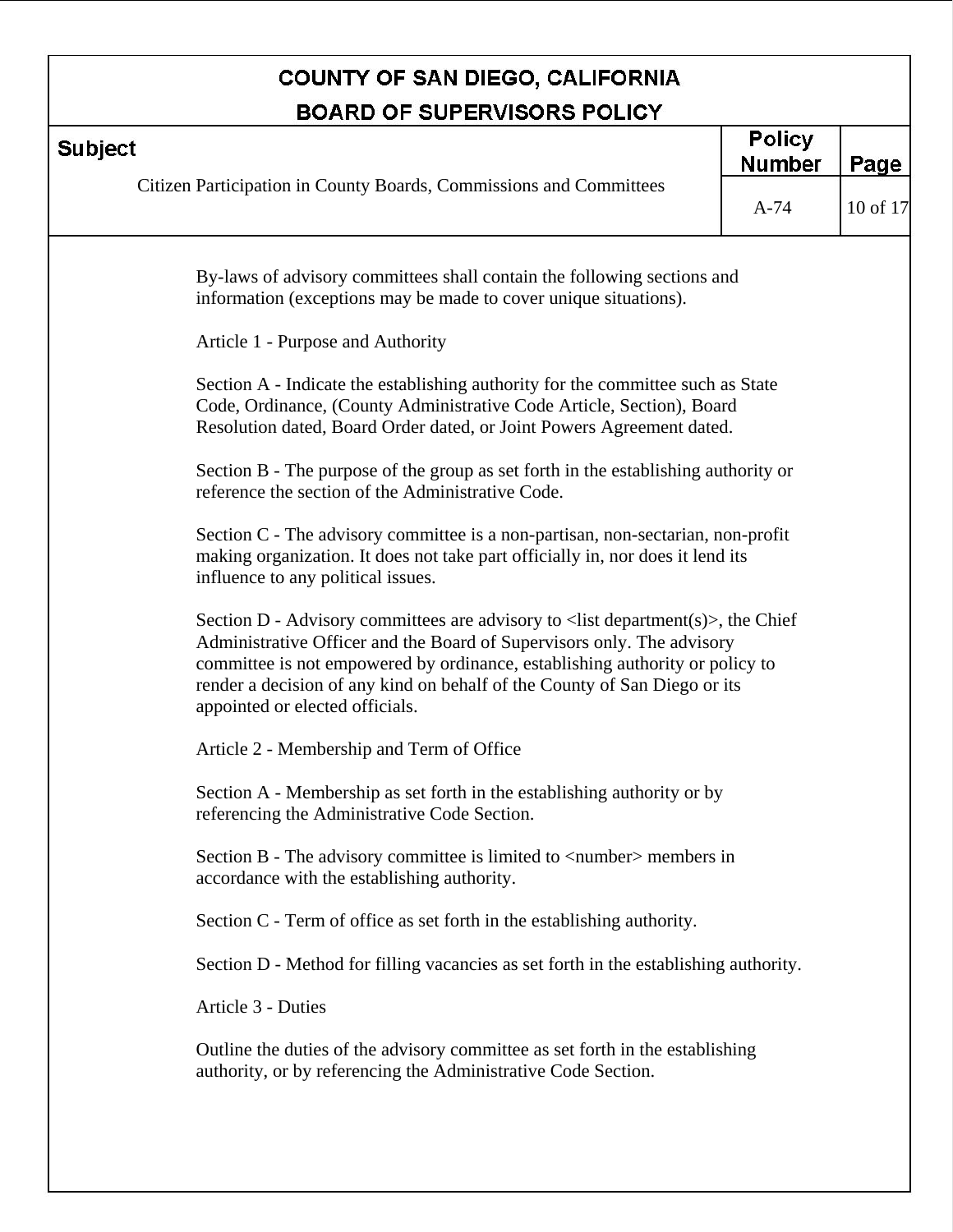By-laws of advisory committees shall contain the following sections and information (exceptions may be made to cover unique situations).

Article 1 - Purpose and Authority

Section A - Indicate the establishing authority for the committee such as State Code, Ordinance, (County Administrative Code Article, Section), Board Resolution dated, Board Order dated, or Joint Powers Agreement dated.

Section B - The purpose of the group as set forth in the establishing authority or reference the section of the Administrative Code.

Section C - The advisory committee is a non-partisan, non-sectarian, non-profit making organization. It does not take part officially in, nor does it lend its influence to any political issues.

Section D - Advisory committees are advisory to <list department(s)>, the Chief Administrative Officer and the Board of Supervisors only. The advisory committee is not empowered by ordinance, establishing authority or policy to render a decision of any kind on behalf of the County of San Diego or its appointed or elected officials.

Article 2 - Membership and Term of Office

Section A - Membership as set forth in the establishing authority or by referencing the Administrative Code Section.

Section B - The advisory committee is limited to <number> members in accordance with the establishing authority.

Section C - Term of office as set forth in the establishing authority.

Section D - Method for filling vacancies as set forth in the establishing authority.

Article 3 - Duties

Outline the duties of the advisory committee as set forth in the establishing authority, or by referencing the Administrative Code Section.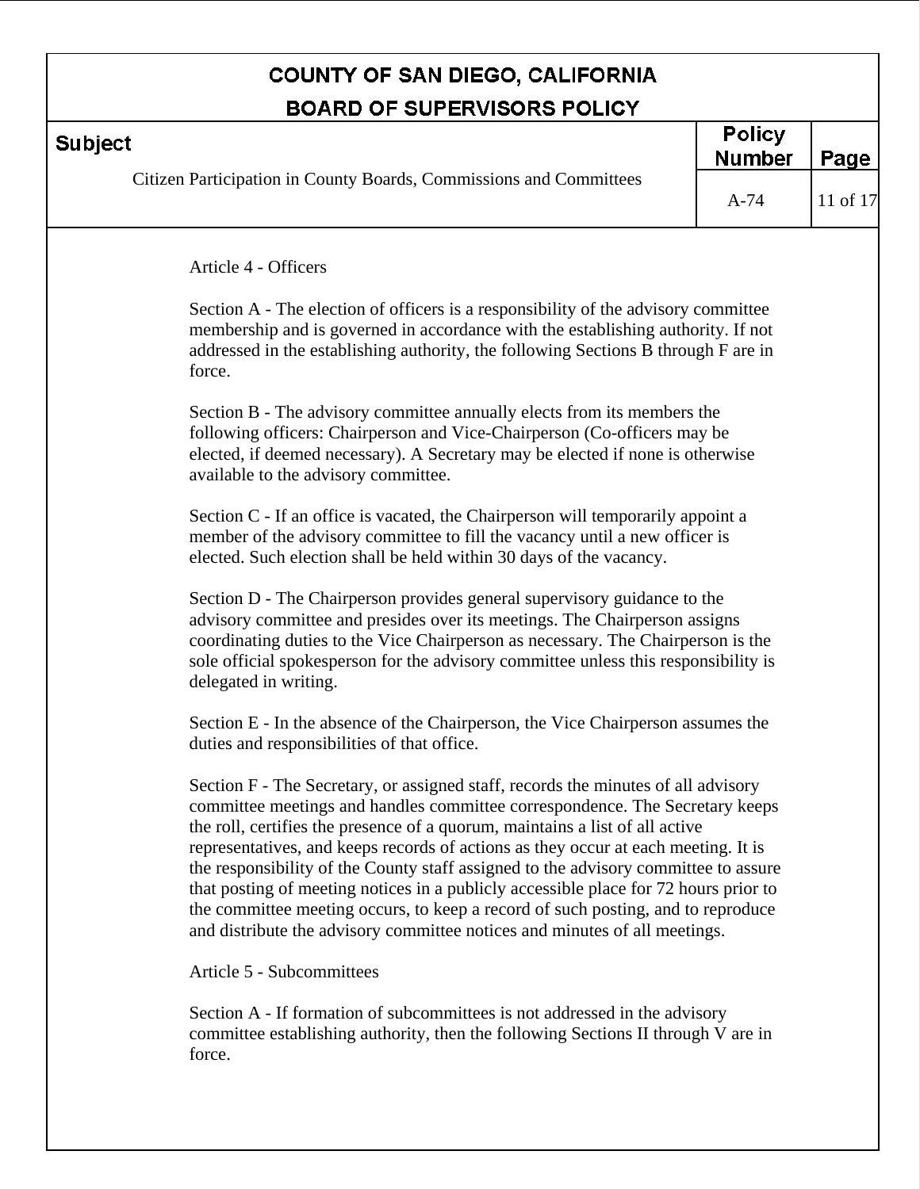Article 4 - Officers

Section A - The election of officers is a responsibility of the advisory committee membership and is governed in accordance with the establishing authority. If not addressed in the establishing authority, the following Sections B through F are in force.

Section B - The advisory committee annually elects from its members the following officers: Chairperson and Vice-Chairperson (Co-officers may be elected, if deemed necessary). A Secretary may be elected if none is otherwise available to the advisory committee.

Section C - If an office is vacated, the Chairperson will temporarily appoint a member of the advisory committee to fill the vacancy until a new officer is elected. Such election shall be held within 30 days of the vacancy.

Section D - The Chairperson provides general supervisory guidance to the advisory committee and presides over its meetings. The Chairperson assigns coordinating duties to the Vice Chairperson as necessary. The Chairperson is the sole official spokesperson for the advisory committee unless this responsibility is delegated in writing.

Section E - In the absence of the Chairperson, the Vice Chairperson assumes the duties and responsibilities of that office.

Section F - The Secretary, or assigned staff, records the minutes of all advisory committee meetings and handles committee correspondence. The Secretary keeps the roll, certifies the presence of a quorum, maintains a list of all active representatives, and keeps records of actions as they occur at each meeting. It is the responsibility of the County staff assigned to the advisory committee to assure that posting of meeting notices in a publicly accessible place for 72 hours prior to the committee meeting occurs, to keep a record of such posting, and to reproduce and distribute the advisory committee notices and minutes of all meetings.

Article 5 - Subcommittees

Section A - If formation of subcommittees is not addressed in the advisory committee establishing authority, then the following Sections II through V are in force.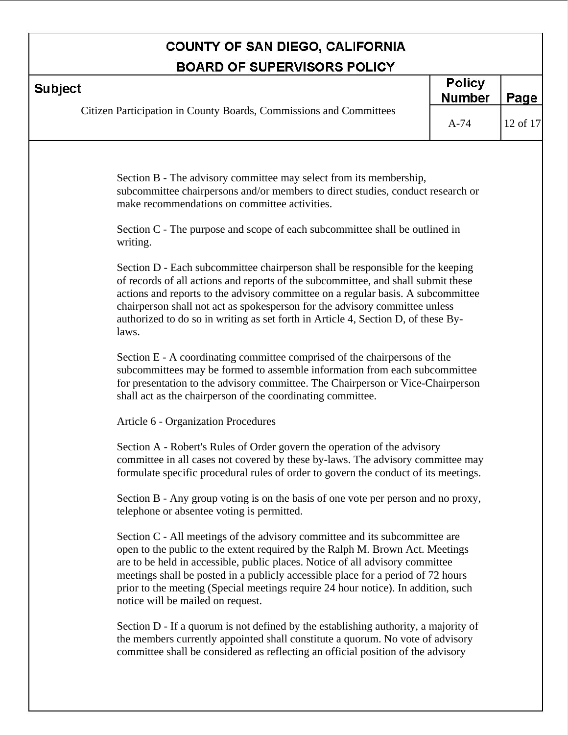Section B - The advisory committee may select from its membership, subcommittee chairpersons and/or members to direct studies, conduct research or make recommendations on committee activities.

Section C - The purpose and scope of each subcommittee shall be outlined in writing.

Section D - Each subcommittee chairperson shall be responsible for the keeping of records of all actions and reports of the subcommittee, and shall submit these actions and reports to the advisory committee on a regular basis. A subcommittee chairperson shall not act as spokesperson for the advisory committee unless authorized to do so in writing as set forth in Article 4, Section D, of these By-laws.

Section E - A coordinating committee comprised of the chairpersons of the subcommittees may be formed to assemble information from each subcommittee for presentation to the advisory committee. The Chairperson or Vice-Chairperson shall act as the chairperson of the coordinating committee.

Article 6 - Organization Procedures

Section A - Robert's Rules of Order govern the operation of the advisory committee in all cases not covered by these by-laws. The advisory committee may formulate specific procedural rules of order to govern the conduct of its meetings.

Section B - Any group voting is on the basis of one vote per person and no proxy, telephone or absentee voting is permitted.

Section C - All meetings of the advisory committee and its subcommittee are open to the public to the extent required by the Ralph M. Brown Act. Meetings are to be held in accessible, public places. Notice of all advisory committee meetings shall be posted in a publicly accessible place for a period of 72 hours prior to the meeting (Special meetings require 24 hour notice). In addition, such notice will be mailed on request.

Section D - If a quorum is not defined by the establishing authority, a majority of the members currently appointed shall constitute a quorum. No vote of advisory committee shall be considered as reflecting an official position of the advisory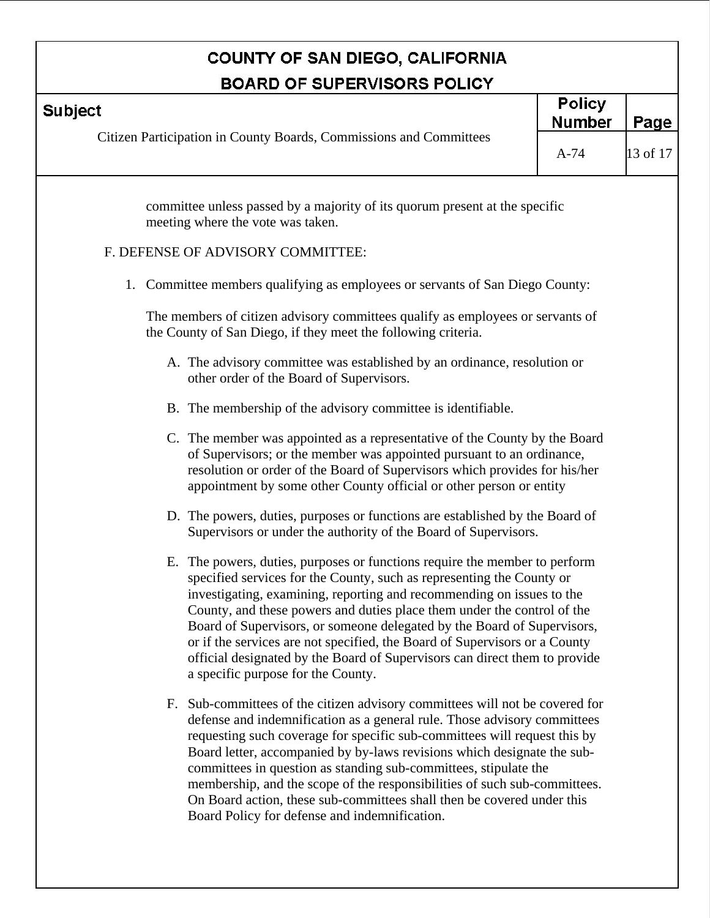committee unless passed by a majority of its quorum present at the specific meeting where the vote was taken.

F. DEFENSE OF ADVISORY COMMITTEE:

1. Committee members qualifying as employees or servants of San Diego County:

   The members of citizen advisory committees qualify as employees or servants of the County of San Diego, if they meet the following criteria.

   A. The advisory committee was established by an ordinance, resolution or other order of the Board of Supervisors.

   B. The membership of the advisory committee is identifiable.

   C. The member was appointed as a representative of the County by the Board of Supervisors; or the member was appointed pursuant to an ordinance, resolution or order of the Board of Supervisors which provides for his/her appointment by some other County official or other person or entity

   D. The powers, duties, purposes or functions are established by the Board of Supervisors or under the authority of the Board of Supervisors.

   E. The powers, duties, purposes or functions require the member to perform specified services for the County, such as representing the County or investigating, examining, reporting and recommending on issues to the County, and these powers and duties place them under the control of the Board of Supervisors, or someone delegated by the Board of Supervisors, or if the services are not specified, the Board of Supervisors or a County official designated by the Board of Supervisors can direct them to provide a specific purpose for the County.

   F. Sub-committees of the citizen advisory committees will not be covered for defense and indemnification as a general rule. Those advisory committees requesting such coverage for specific sub-committees will request this by Board letter, accompanied by by-laws revisions which designate the sub-committees in question as standing sub-committees, stipulate the membership, and the scope of the responsibilities of such sub-committees. On Board action, these sub-committees shall then be covered under this Board Policy for defense and indemnification.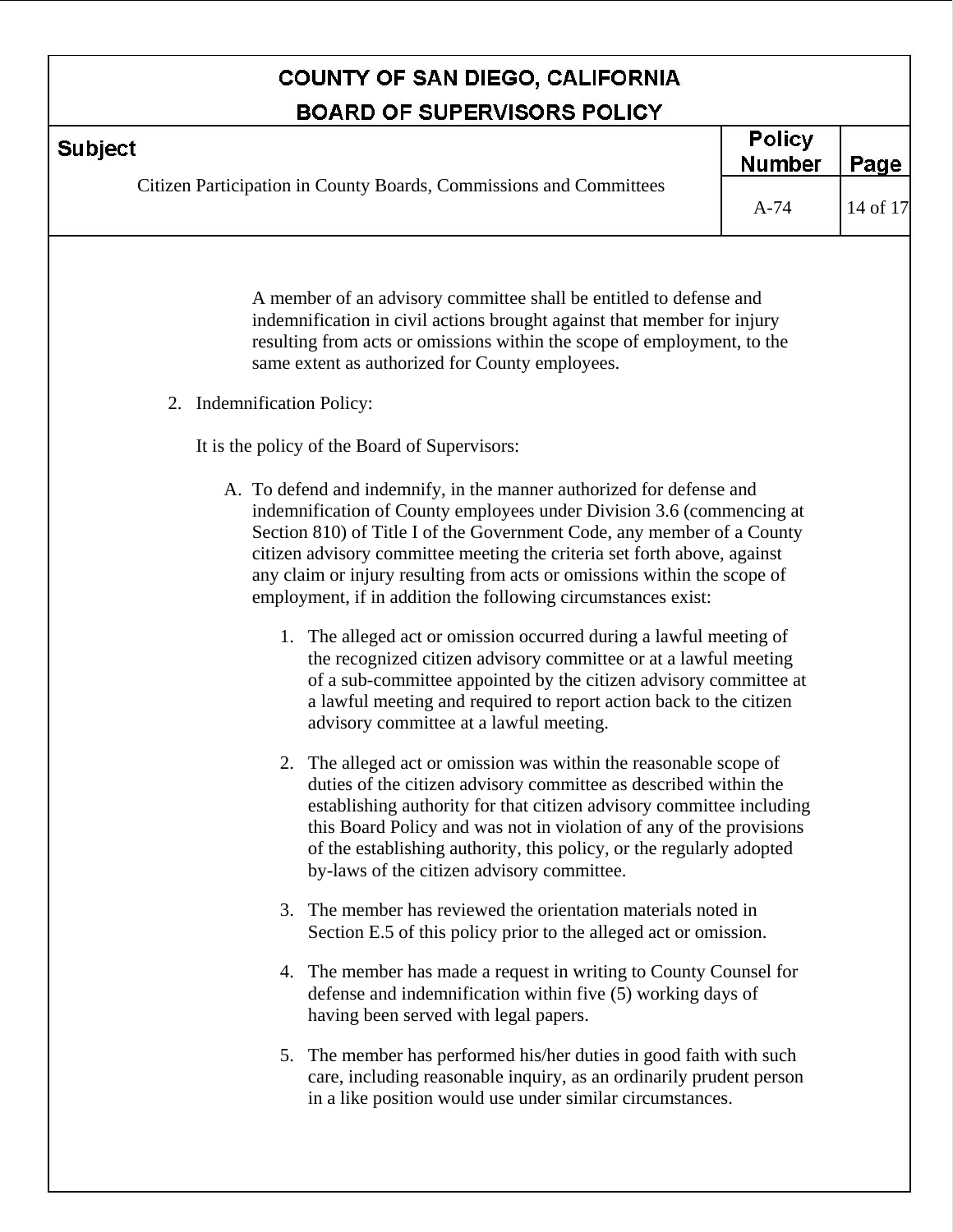A member of an advisory committee shall be entitled to defense and indemnification in civil actions brought against that member for injury resulting from acts or omissions within the scope of employment, to the same extent as authorized for County employees.

2. Indemnification Policy:

   It is the policy of the Board of Supervisors:

   A. To defend and indemnify, in the manner authorized for defense and indemnification of County employees under Division 3.6 (commencing at Section 810) of Title I of the Government Code, any member of a County citizen advisory committee meeting the criteria set forth above, against any claim or injury resulting from acts or omissions within the scope of employment, if in addition the following circumstances exist:

      1. The alleged act or omission occurred during a lawful meeting of the recognized citizen advisory committee or at a lawful meeting of a sub-committee appointed by the citizen advisory committee at a lawful meeting and required to report action back to the citizen advisory committee at a lawful meeting.

      2. The alleged act or omission was within the reasonable scope of duties of the citizen advisory committee as described within the establishing authority for that citizen advisory committee including this Board Policy and was not in violation of any of the provisions of the establishing authority, this policy, or the regularly adopted by-laws of the citizen advisory committee.

      3. The member has reviewed the orientation materials noted in Section E.5 of this policy prior to the alleged act or omission.

      4. The member has made a request in writing to County Counsel for defense and indemnification within five (5) working days of having been served with legal papers.

      5. The member has performed his/her duties in good faith with such care, including reasonable inquiry, as an ordinarily prudent person in a like position would use under similar circumstances.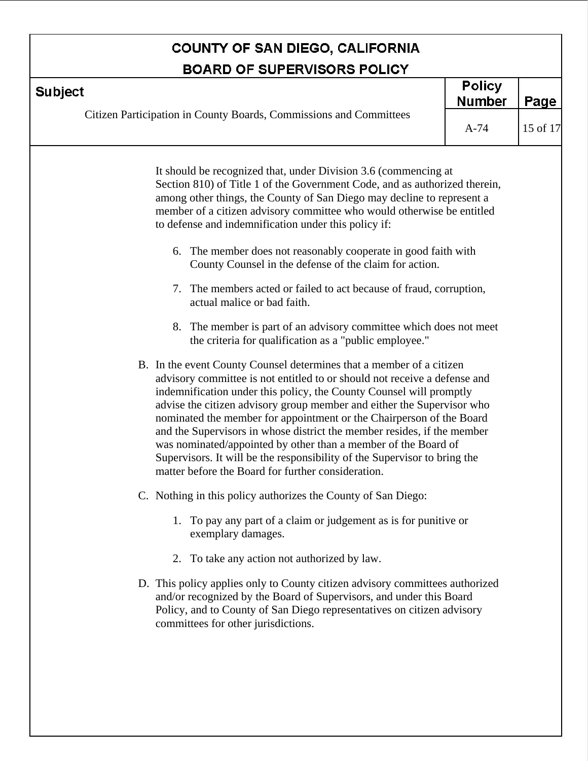It should be recognized that, under Division 3.6 (commencing at Section 810) of Title 1 of the Government Code, and as authorized therein, among other things, the County of San Diego may decline to represent a member of a citizen advisory committee who would otherwise be entitled to defense and indemnification under this policy if:

6. The member does not reasonably cooperate in good faith with County Counsel in the defense of the claim for action.
7. The members acted or failed to act because of fraud, corruption, actual malice or bad faith.
8. The member is part of an advisory committee which does not meet the criteria for qualification as a "public employee."

B. In the event County Counsel determines that a member of a citizen advisory committee is not entitled to or should not receive a defense and indemnification under this policy, the County Counsel will promptly advise the citizen advisory group member and either the Supervisor who nominated the member for appointment or the Chairperson of the Board and the Supervisors in whose district the member resides, if the member was nominated/appointed by other than a member of the Board of Supervisors. It will be the responsibility of the Supervisor to bring the matter before the Board for further consideration.

C. Nothing in this policy authorizes the County of San Diego:

   1. To pay any part of a claim or judgement as is for punitive or exemplary damages.
   2. To take any action not authorized by law.

D. This policy applies only to County citizen advisory committees authorized and/or recognized by the Board of Supervisors, and under this Board Policy, and to County of San Diego representatives on citizen advisory committees for other jurisdictions.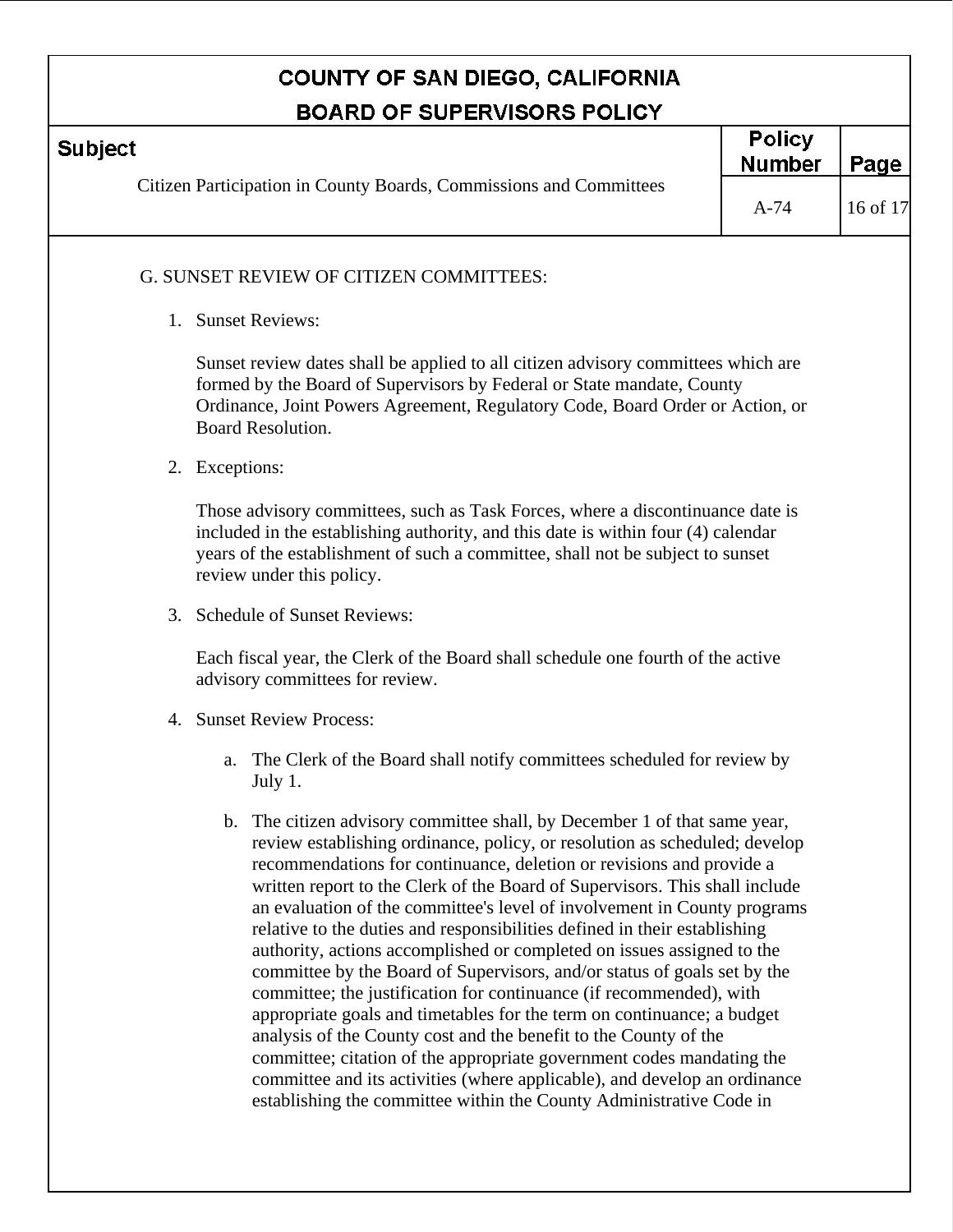G. SUNSET REVIEW OF CITIZEN COMMITTEES:

1. Sunset Reviews:

   Sunset review dates shall be applied to all citizen advisory committees which are formed by the Board of Supervisors by Federal or State mandate, County Ordinance, Joint Powers Agreement, Regulatory Code, Board Order or Action, or Board Resolution.

2. Exceptions:

   Those advisory committees, such as Task Forces, where a discontinuance date is included in the establishing authority, and this date is within four (4) calendar years of the establishment of such a committee, shall not be subject to sunset review under this policy.

3. Schedule of Sunset Reviews:

   Each fiscal year, the Clerk of the Board shall schedule one fourth of the active advisory committees for review.

4. Sunset Review Process:

   a. The Clerk of the Board shall notify committees scheduled for review by July 1.

   b. The citizen advisory committee shall, by December 1 of that same year, review establishing ordinance, policy, or resolution as scheduled; develop recommendations for continuance, deletion or revisions and provide a written report to the Clerk of the Board of Supervisors. This shall include an evaluation of the committee's level of involvement in County programs relative to the duties and responsibilities defined in their establishing authority, actions accomplished or completed on issues assigned to the committee by the Board of Supervisors, and/or status of goals set by the committee; the justification for continuance (if recommended), with appropriate goals and timetables for the term on continuance; a budget analysis of the County cost and the benefit to the County of the committee; citation of the appropriate government codes mandating the committee and its activities (where applicable), and develop an ordinance establishing the committee within the County Administrative Code in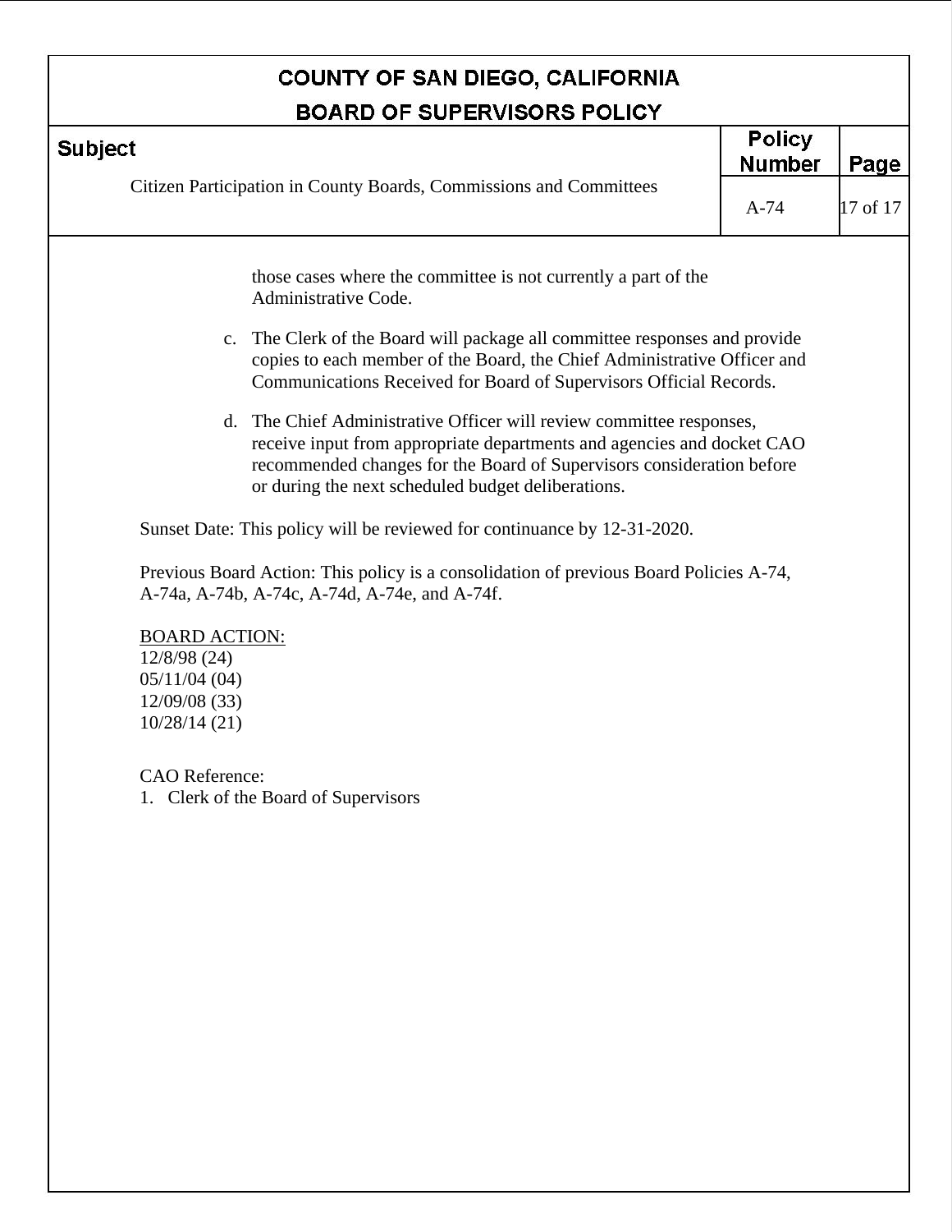those cases where the committee is not currently a part of the Administrative Code.

c. The Clerk of the Board will package all committee responses and provide copies to each member of the Board, the Chief Administrative Officer and Communications Received for Board of Supervisors Official Records.

d. The Chief Administrative Officer will review committee responses, receive input from appropriate departments and agencies and docket CAO recommended changes for the Board of Supervisors consideration before or during the next scheduled budget deliberations.

Sunset Date: This policy will be reviewed for continuance by 12-31-2020.

Previous Board Action: This policy is a consolidation of previous Board Policies A-74, A-74a, A-74b, A-74c, A-74d, A-74e, and A-74f.

<u>BOARD ACTION:</u>
12/8/98 (24)
05/11/04 (04)
12/09/08 (33)
10/28/14 (21)

CAO Reference:
1. Clerk of the Board of Supervisors